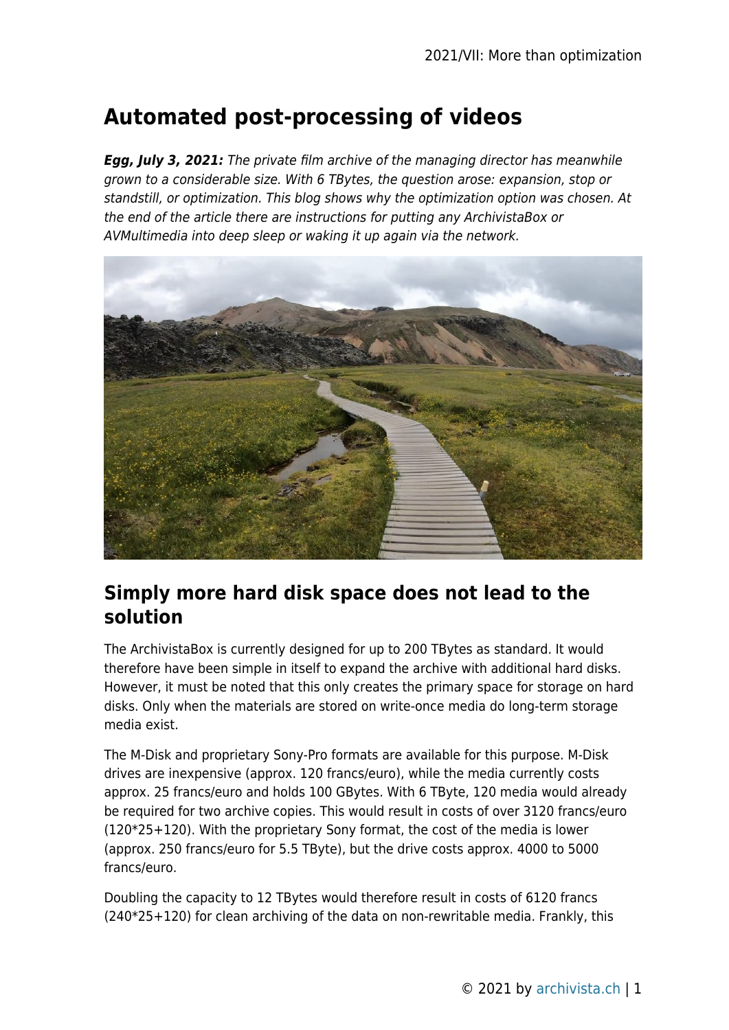# Automated post-processing of videos

***Egg, July 3, 2021:*** *The private film archive of the managing director has meanwhile grown to a considerable size. With 6 TBytes, the question arose: expansion, stop or standstill, or optimization. This blog shows why the optimization option was chosen. At the end of the article there are instructions for putting any ArchivistaBox or AVMultimedia into deep sleep or waking it up again via the network.*

## Simply more hard disk space does not lead to the solution

The ArchivistaBox is currently designed for up to 200 TBytes as standard. It would therefore have been simple in itself to expand the archive with additional hard disks. However, it must be noted that this only creates the primary space for storage on hard disks. Only when the materials are stored on write-once media do long-term storage media exist.

The M-Disk and proprietary Sony-Pro formats are available for this purpose. M-Disk drives are inexpensive (approx. 120 francs/euro), while the media currently costs approx. 25 francs/euro and holds 100 GBytes. With 6 TByte, 120 media would already be required for two archive copies. This would result in costs of over 3120 francs/euro (120*25+120). With the proprietary Sony format, the cost of the media is lower (approx. 250 francs/euro for 5.5 TByte), but the drive costs approx. 4000 to 5000 francs/euro.

Doubling the capacity to 12 TBytes would therefore result in costs of 6120 francs (240*25+120) for clean archiving of the data on non-rewritable media. Frankly, this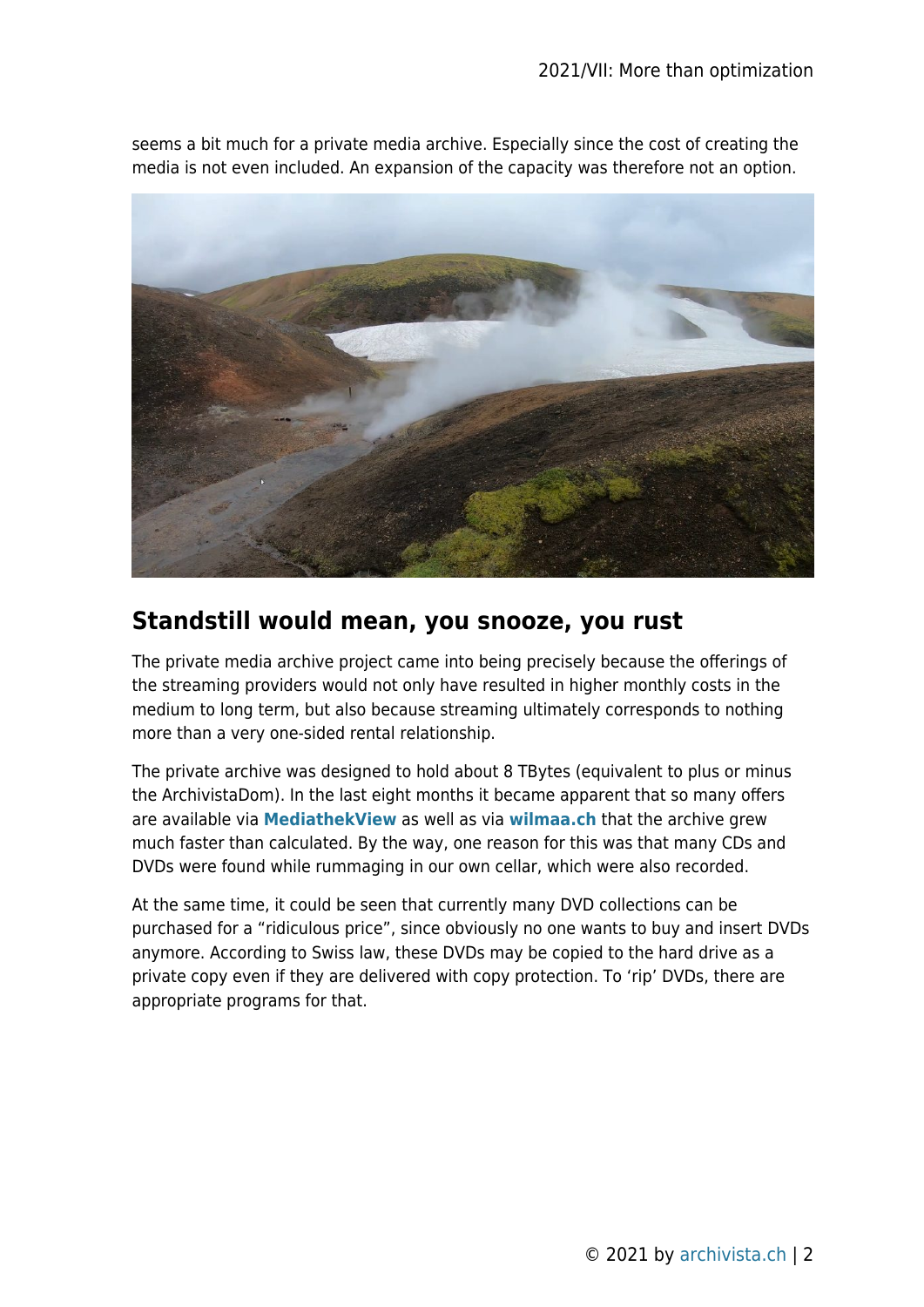seems a bit much for a private media archive. Especially since the cost of creating the media is not even included. An expansion of the capacity was therefore not an option.

## Standstill would mean, you snooze, you rust

The private media archive project came into being precisely because the offerings of the streaming providers would not only have resulted in higher monthly costs in the medium to long term, but also because streaming ultimately corresponds to nothing more than a very one-sided rental relationship.

The private archive was designed to hold about 8 TBytes (equivalent to plus or minus the ArchivistaDom). In the last eight months it became apparent that so many offers are available via **MediathekView** as well as via **wilmaa.ch** that the archive grew much faster than calculated. By the way, one reason for this was that many CDs and DVDs were found while rummaging in our own cellar, which were also recorded.

At the same time, it could be seen that currently many DVD collections can be purchased for a "ridiculous price", since obviously no one wants to buy and insert DVDs anymore. According to Swiss law, these DVDs may be copied to the hard drive as a private copy even if they are delivered with copy protection. To 'rip' DVDs, there are appropriate programs for that.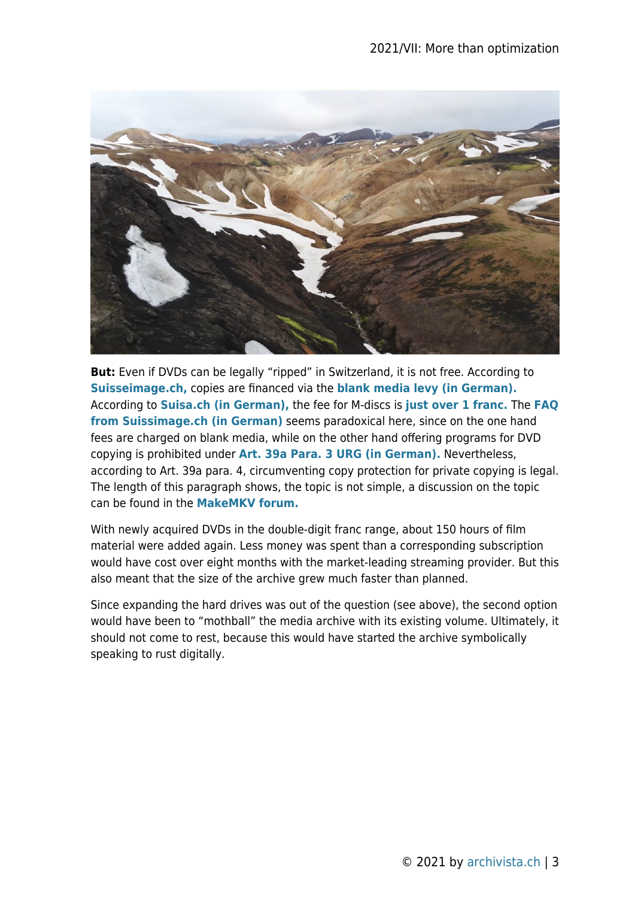**But:** Even if DVDs can be legally "ripped" in Switzerland, it is not free. According to **Suisseimage.ch,** copies are financed via the **blank media levy (in German).** According to **Suisa.ch (in German),** the fee for M-discs is **just over 1 franc.** The **FAQ from Suissimage.ch (in German)** seems paradoxical here, since on the one hand fees are charged on blank media, while on the other hand offering programs for DVD copying is prohibited under **Art. 39a Para. 3 URG (in German).** Nevertheless, according to Art. 39a para. 4, circumventing copy protection for private copying is legal. The length of this paragraph shows, the topic is not simple, a discussion on the topic can be found in the **MakeMKV forum.**

With newly acquired DVDs in the double-digit franc range, about 150 hours of film material were added again. Less money was spent than a corresponding subscription would have cost over eight months with the market-leading streaming provider. But this also meant that the size of the archive grew much faster than planned.

Since expanding the hard drives was out of the question (see above), the second option would have been to "mothball" the media archive with its existing volume. Ultimately, it should not come to rest, because this would have started the archive symbolically speaking to rust digitally.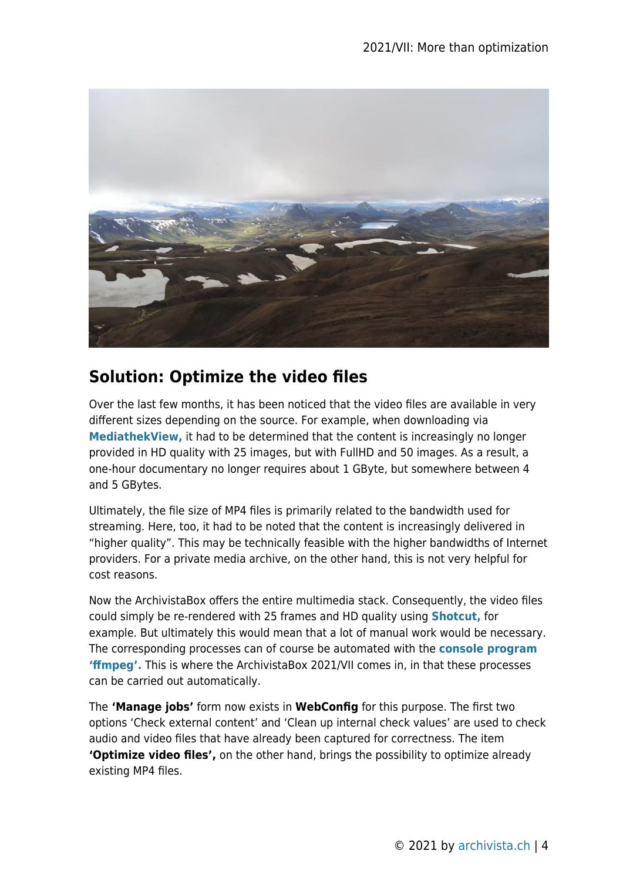## Solution: Optimize the video files

Over the last few months, it has been noticed that the video files are available in very different sizes depending on the source. For example, when downloading via **MediathekView,** it had to be determined that the content is increasingly no longer provided in HD quality with 25 images, but with FullHD and 50 images. As a result, a one-hour documentary no longer requires about 1 GByte, but somewhere between 4 and 5 GBytes.

Ultimately, the file size of MP4 files is primarily related to the bandwidth used for streaming. Here, too, it had to be noted that the content is increasingly delivered in "higher quality". This may be technically feasible with the higher bandwidths of Internet providers. For a private media archive, on the other hand, this is not very helpful for cost reasons.

Now the ArchivistaBox offers the entire multimedia stack. Consequently, the video files could simply be re-rendered with 25 frames and HD quality using **Shotcut,** for example. But ultimately this would mean that a lot of manual work would be necessary. The corresponding processes can of course be automated with the **console program 'ffmpeg'.** This is where the ArchivistaBox 2021/VII comes in, in that these processes can be carried out automatically.

The **'Manage jobs'** form now exists in **WebConfig** for this purpose. The first two options 'Check external content' and 'Clean up internal check values' are used to check audio and video files that have already been captured for correctness. The item **'Optimize video files',** on the other hand, brings the possibility to optimize already existing MP4 files.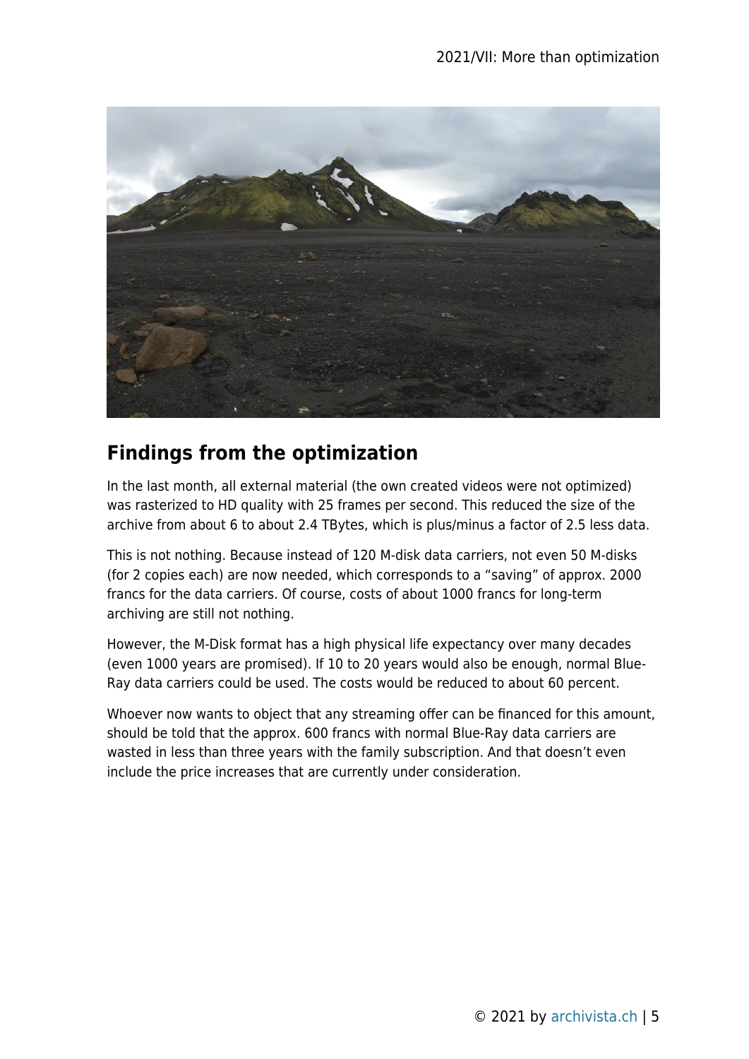## Findings from the optimization

In the last month, all external material (the own created videos were not optimized) was rasterized to HD quality with 25 frames per second. This reduced the size of the archive from about 6 to about 2.4 TBytes, which is plus/minus a factor of 2.5 less data.

This is not nothing. Because instead of 120 M-disk data carriers, not even 50 M-disks (for 2 copies each) are now needed, which corresponds to a "saving" of approx. 2000 francs for the data carriers. Of course, costs of about 1000 francs for long-term archiving are still not nothing.

However, the M-Disk format has a high physical life expectancy over many decades (even 1000 years are promised). If 10 to 20 years would also be enough, normal Blue-Ray data carriers could be used. The costs would be reduced to about 60 percent.

Whoever now wants to object that any streaming offer can be financed for this amount, should be told that the approx. 600 francs with normal Blue-Ray data carriers are wasted in less than three years with the family subscription. And that doesn't even include the price increases that are currently under consideration.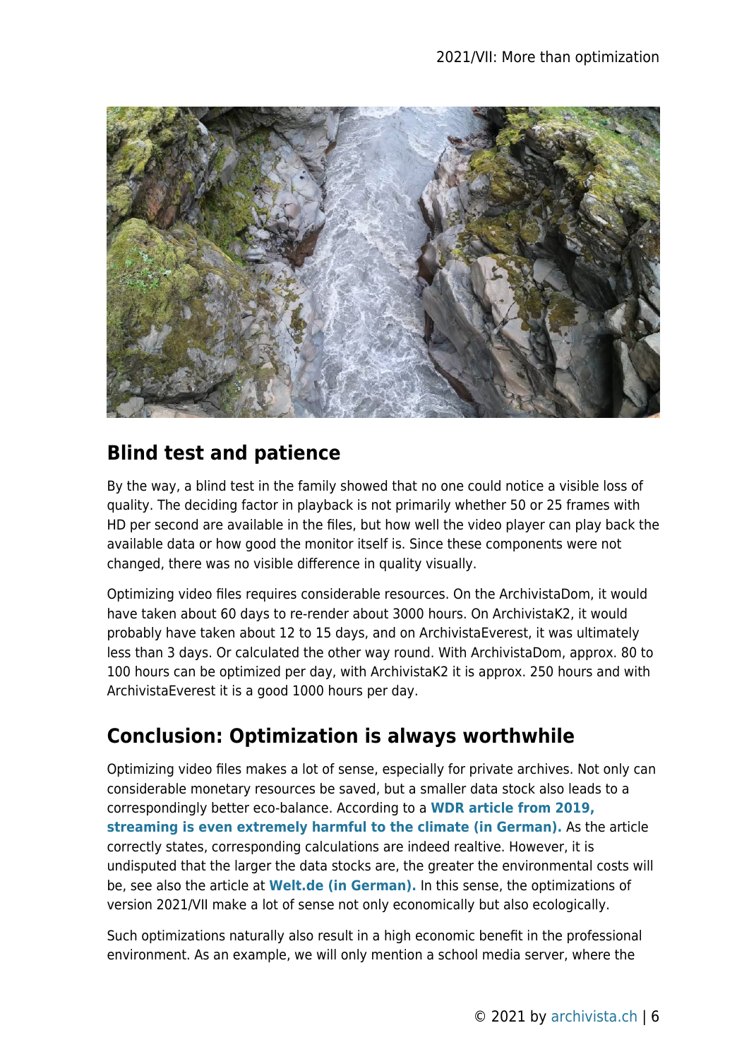## Blind test and patience

By the way, a blind test in the family showed that no one could notice a visible loss of quality. The deciding factor in playback is not primarily whether 50 or 25 frames with HD per second are available in the files, but how well the video player can play back the available data or how good the monitor itself is. Since these components were not changed, there was no visible difference in quality visually.

Optimizing video files requires considerable resources. On the ArchivistaDom, it would have taken about 60 days to re-render about 3000 hours. On ArchivistaK2, it would probably have taken about 12 to 15 days, and on ArchivistaEverest, it was ultimately less than 3 days. Or calculated the other way round. With ArchivistaDom, approx. 80 to 100 hours can be optimized per day, with ArchivistaK2 it is approx. 250 hours and with ArchivistaEverest it is a good 1000 hours per day.

## Conclusion: Optimization is always worthwhile

Optimizing video files makes a lot of sense, especially for private archives. Not only can considerable monetary resources be saved, but a smaller data stock also leads to a correspondingly better eco-balance. According to a **WDR article from 2019, streaming is even extremely harmful to the climate (in German).** As the article correctly states, corresponding calculations are indeed realtive. However, it is undisputed that the larger the data stocks are, the greater the environmental costs will be, see also the article at **Welt.de (in German).** In this sense, the optimizations of version 2021/VII make a lot of sense not only economically but also ecologically.

Such optimizations naturally also result in a high economic benefit in the professional environment. As an example, we will only mention a school media server, where the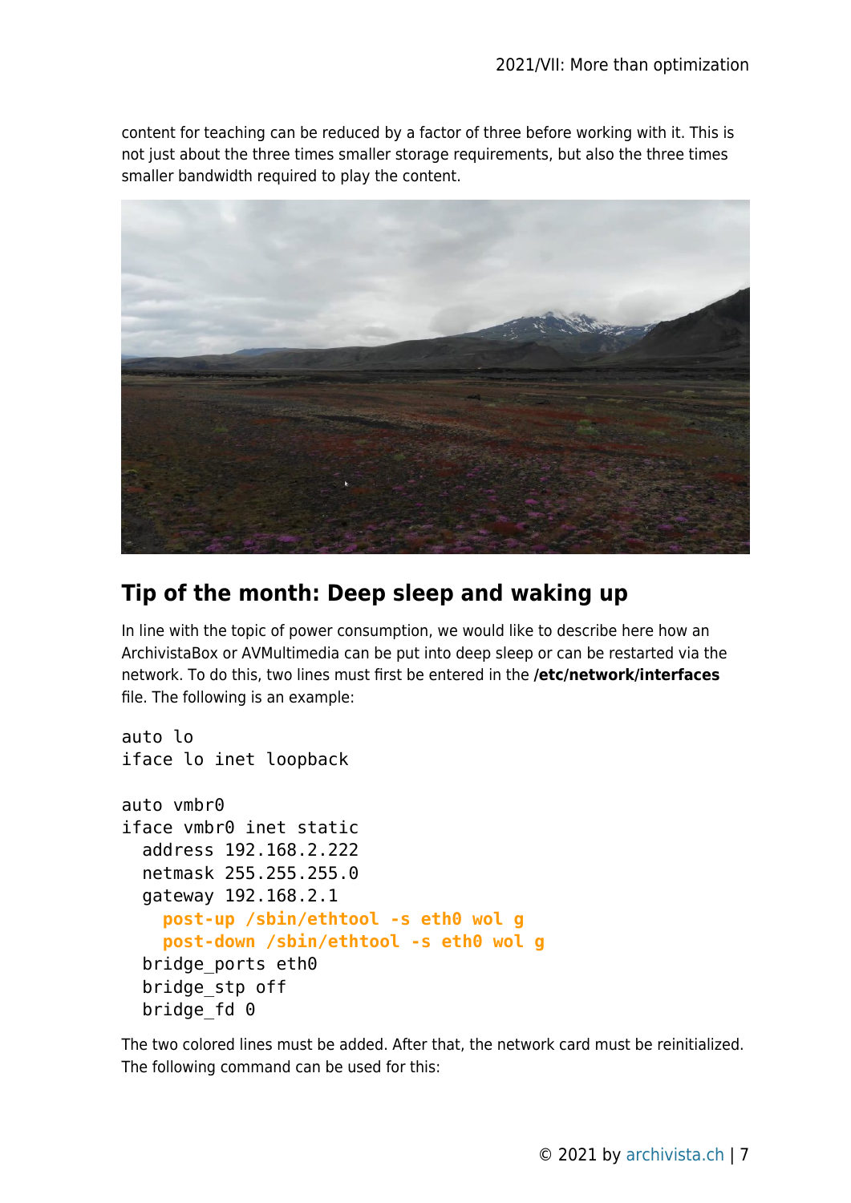content for teaching can be reduced by a factor of three before working with it. This is not just about the three times smaller storage requirements, but also the three times smaller bandwidth required to play the content.

## Tip of the month: Deep sleep and waking up

In line with the topic of power consumption, we would like to describe here how an ArchivistaBox or AVMultimedia can be put into deep sleep or can be restarted via the network. To do this, two lines must first be entered in the **/etc/network/interfaces** file. The following is an example:

```
auto lo
iface lo inet loopback

auto vmbr0
iface vmbr0 inet static
  address 192.168.2.222
  netmask 255.255.255.0
  gateway 192.168.2.1
    post-up /sbin/ethtool -s eth0 wol g
    post-down /sbin/ethtool -s eth0 wol g
  bridge_ports eth0
  bridge_stp off
  bridge_fd 0
```

The two colored lines must be added. After that, the network card must be reinitialized. The following command can be used for this: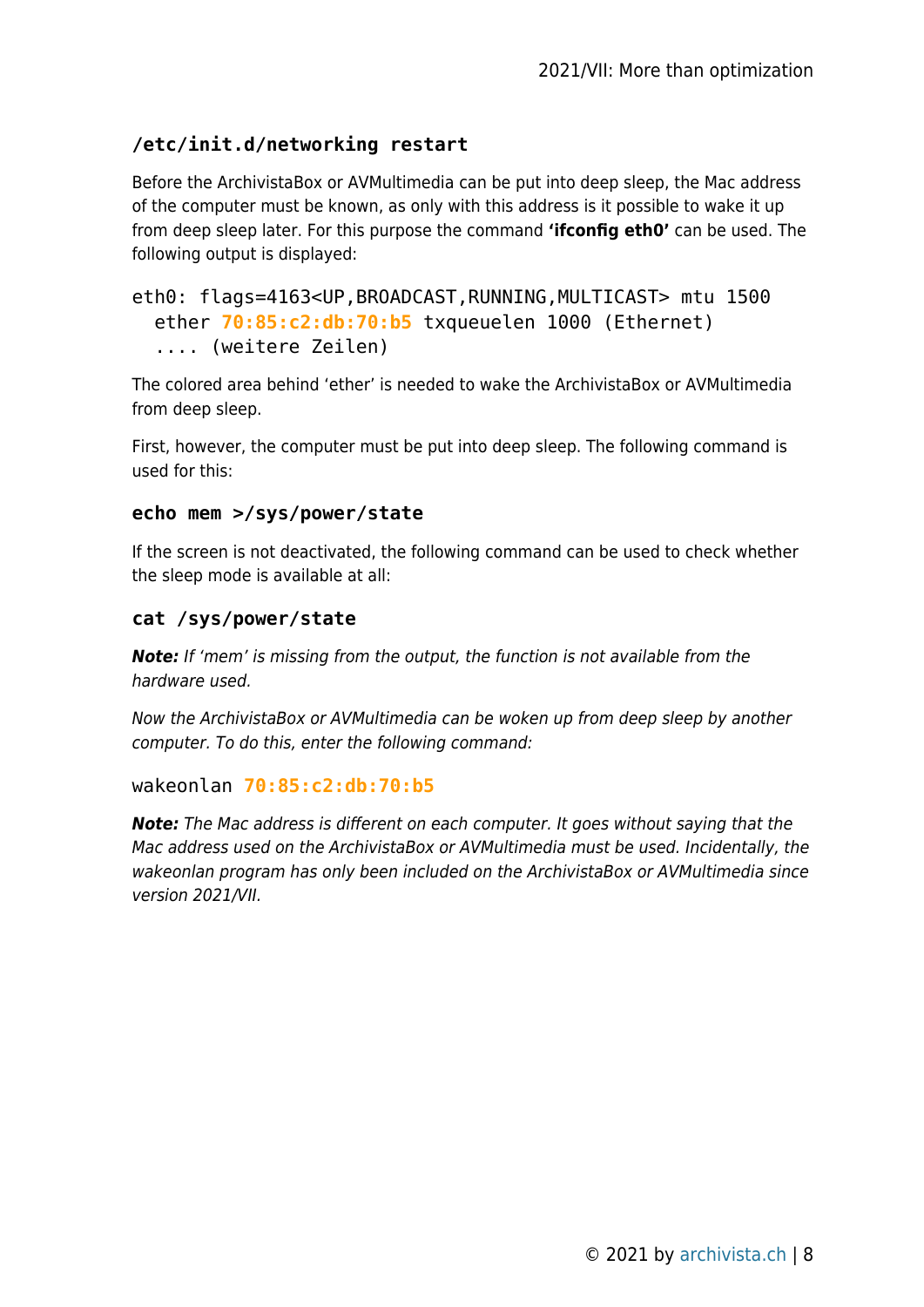**/etc/init.d/networking restart**

Before the ArchivistaBox or AVMultimedia can be put into deep sleep, the Mac address of the computer must be known, as only with this address is it possible to wake it up from deep sleep later. For this purpose the command **'ifconfig eth0'** can be used. The following output is displayed:

```
eth0: flags=4163<UP,BROADCAST,RUNNING,MULTICAST> mtu 1500
  ether 70:85:c2:db:70:b5 txqueuelen 1000 (Ethernet)
  .... (weitere Zeilen)
```

The colored area behind 'ether' is needed to wake the ArchivistaBox or AVMultimedia from deep sleep.

First, however, the computer must be put into deep sleep. The following command is used for this:

**echo mem >/sys/power/state**

If the screen is not deactivated, the following command can be used to check whether the sleep mode is available at all:

**cat /sys/power/state**

***Note:*** *If 'mem' is missing from the output, the function is not available from the hardware used.*

*Now the ArchivistaBox or AVMultimedia can be woken up from deep sleep by another computer. To do this, enter the following command:*

```
wakeonlan 70:85:c2:db:70:b5
```

***Note:*** *The Mac address is different on each computer. It goes without saying that the Mac address used on the ArchivistaBox or AVMultimedia must be used. Incidentally, the wakeonlan program has only been included on the ArchivistaBox or AVMultimedia since version 2021/VII.*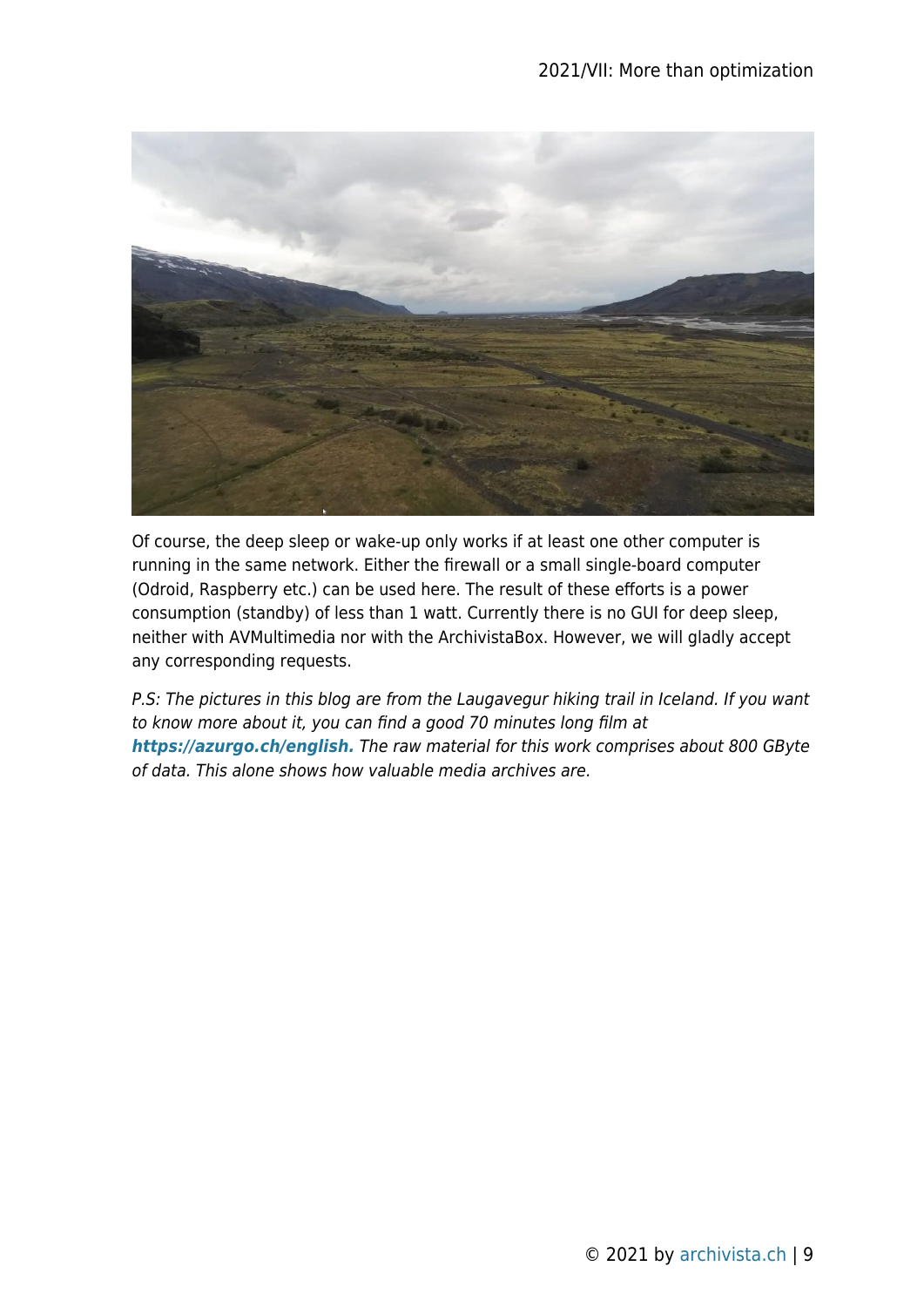Of course, the deep sleep or wake-up only works if at least one other computer is running in the same network. Either the firewall or a small single-board computer (Odroid, Raspberry etc.) can be used here. The result of these efforts is a power consumption (standby) of less than 1 watt. Currently there is no GUI for deep sleep, neither with AVMultimedia nor with the ArchivistaBox. However, we will gladly accept any corresponding requests.

*P.S: The pictures in this blog are from the Laugavegur hiking trail in Iceland. If you want to know more about it, you can find a good 70 minutes long film at* ***https://azurgo.ch/english.*** *The raw material for this work comprises about 800 GByte of data. This alone shows how valuable media archives are.*